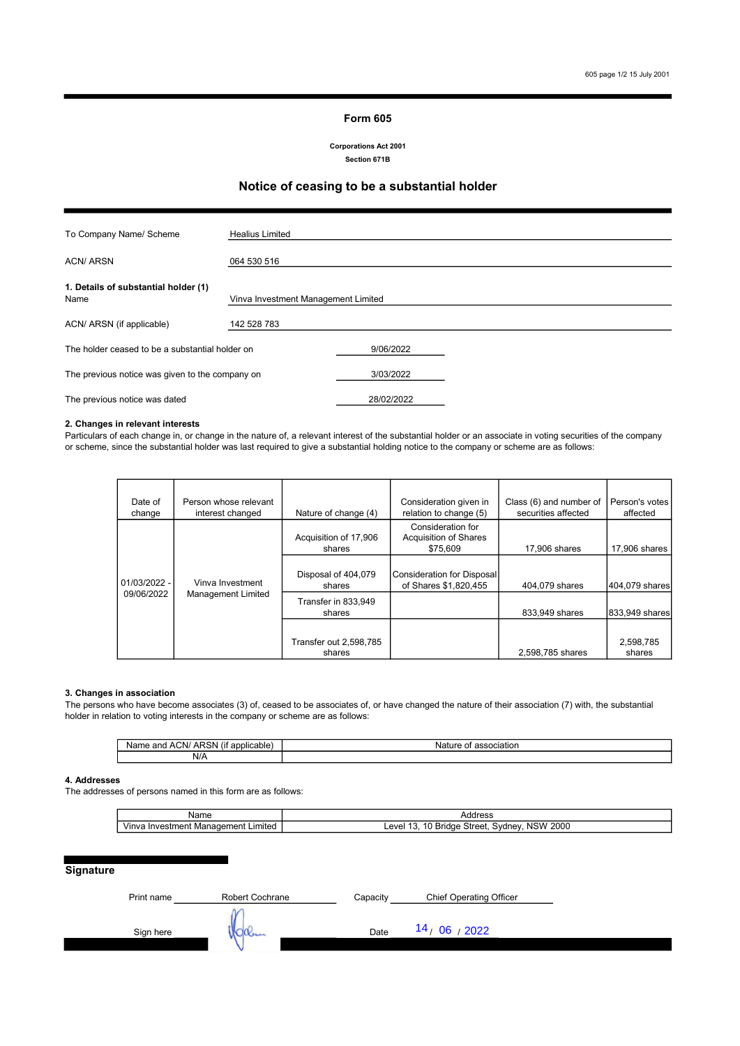# Form 605

**Corporations Act 2001**
**Section 671B**

## Notice of ceasing to be a substantial holder

| | |
|---|---|
| To Company Name/ Scheme | Healius Limited |
| ACN/ ARSN | 064 530 516 |

**1. Details of substantial holder (1)**

| | |
|---|---|
| Name | Vinva Investment Management Limited |
| ACN/ ARSN (if applicable) | 142 528 783 |

| | |
|---|---|
| The holder ceased to be a substantial holder on | 9/06/2022 |
| The previous notice was given to the company on | 3/03/2022 |
| The previous notice was dated | 28/02/2022 |

**2. Changes in relevant interests**

Particulars of each change in, or change in the nature of, a relevant interest of the substantial holder or an associate in voting securities of the company or scheme, since the substantial holder was last required to give a substantial holding notice to the company or scheme are as follows:

| Date of change | Person whose relevant interest changed | Nature of change (4) | Consideration given in relation to change (5) | Class (6) and number of securities affected | Person's votes affected |
|---|---|---|---|---|---|
| 01/03/2022 - 09/06/2022 | Vinva Investment Management Limited | Acquisition of 17,906 shares | Consideration for Acquisition of Shares $75,609 | 17,906 shares | 17,906 shares |
| | | Disposal of 404,079 shares | Consideration for Disposal of Shares $1,820,455 | 404,079 shares | 404,079 shares |
| | | Transfer in 833,949 shares | | 833,949 shares | 833,949 shares |
| | | Transfer out 2,598,785 shares | | 2,598,785 shares | 2,598,785 shares |

**3. Changes in association**

The persons who have become associates (3) of, ceased to be associates of, or have changed the nature of their association (7) with, the substantial holder in relation to voting interests in the company or scheme are as follows:

| Name and ACN/ ARSN (if applicable) | Nature of association |
|---|---|
| N/A | |

**4. Addresses**

The addresses of persons named in this form are as follows:

| Name | Address |
|---|---|
| Vinva Investment Management Limited | Level 13, 10 Bridge Street, Sydney, NSW 2000 |

## Signature

| | | | |
|---|---|---|---|
| Print name | Robert Cochrane | Capacity | Chief Operating Officer |
| Sign here | | Date | 14 / 06 / 2022 |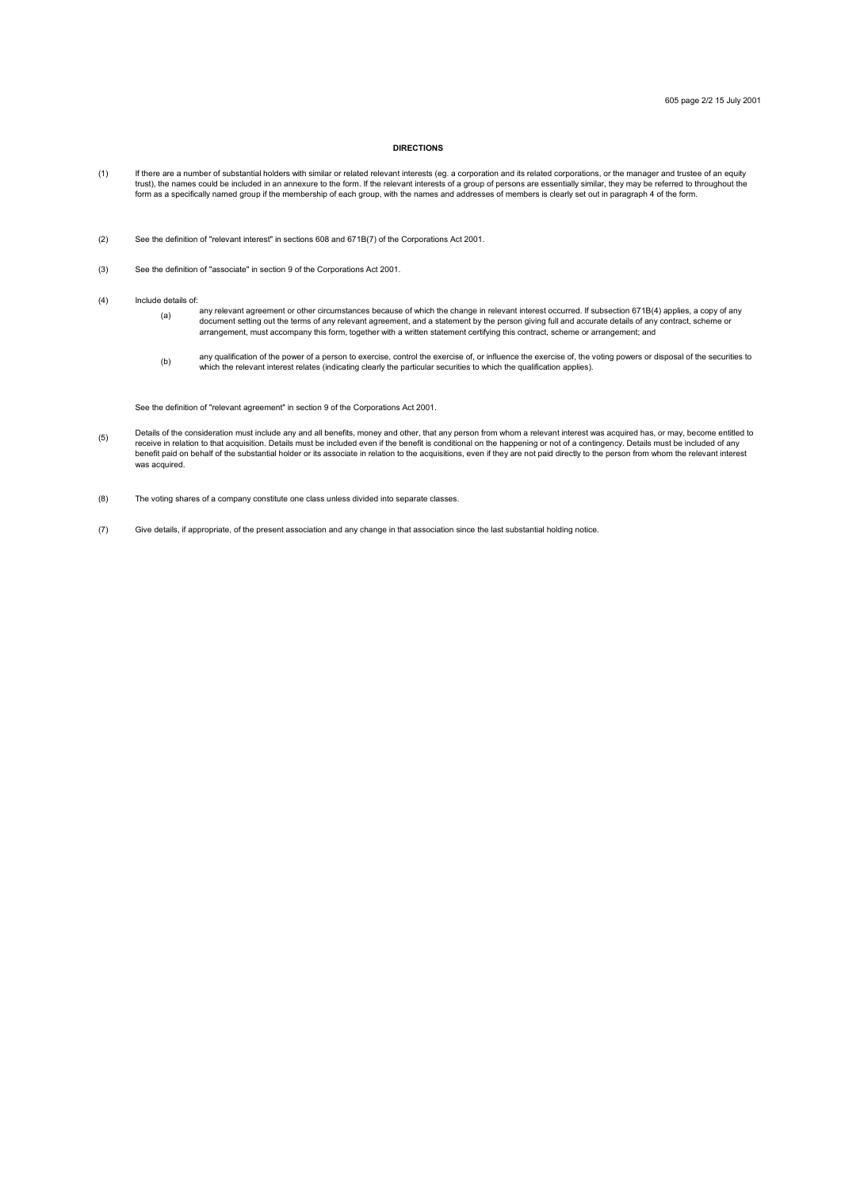## DIRECTIONS

(1) If there are a number of substantial holders with similar or related relevant interests (eg. a corporation and its related corporations, or the manager and trustee of an equity trust), the names could be included in an annexure to the form. If the relevant interests of a group of persons are essentially similar, they may be referred to throughout the form as a specifically named group if the membership of each group, with the names and addresses of members is clearly set out in paragraph 4 of the form.

(2) See the definition of "relevant interest" in sections 608 and 671B(7) of the Corporations Act 2001.

(3) See the definition of "associate" in section 9 of the Corporations Act 2001.

(4) Include details of:

(a) any relevant agreement or other circumstances because of which the change in relevant interest occurred. If subsection 671B(4) applies, a copy of any document setting out the terms of any relevant agreement, and a statement by the person giving full and accurate details of any contract, scheme or arrangement, must accompany this form, together with a written statement certifying this contract, scheme or arrangement; and

(b) any qualification of the power of a person to exercise, control the exercise of, or influence the exercise of, the voting powers or disposal of the securities to which the relevant interest relates (indicating clearly the particular securities to which the qualification applies).

See the definition of "relevant agreement" in section 9 of the Corporations Act 2001.

(5) Details of the consideration must include any and all benefits, money and other, that any person from whom a relevant interest was acquired has, or may, become entitled to receive in relation to that acquisition. Details must be included even if the benefit is conditional on the happening or not of a contingency. Details must be included of any benefit paid on behalf of the substantial holder or its associate in relation to the acquisitions, even if they are not paid directly to the person from whom the relevant interest was acquired.

(8) The voting shares of a company constitute one class unless divided into separate classes.

(7) Give details, if appropriate, of the present association and any change in that association since the last substantial holding notice.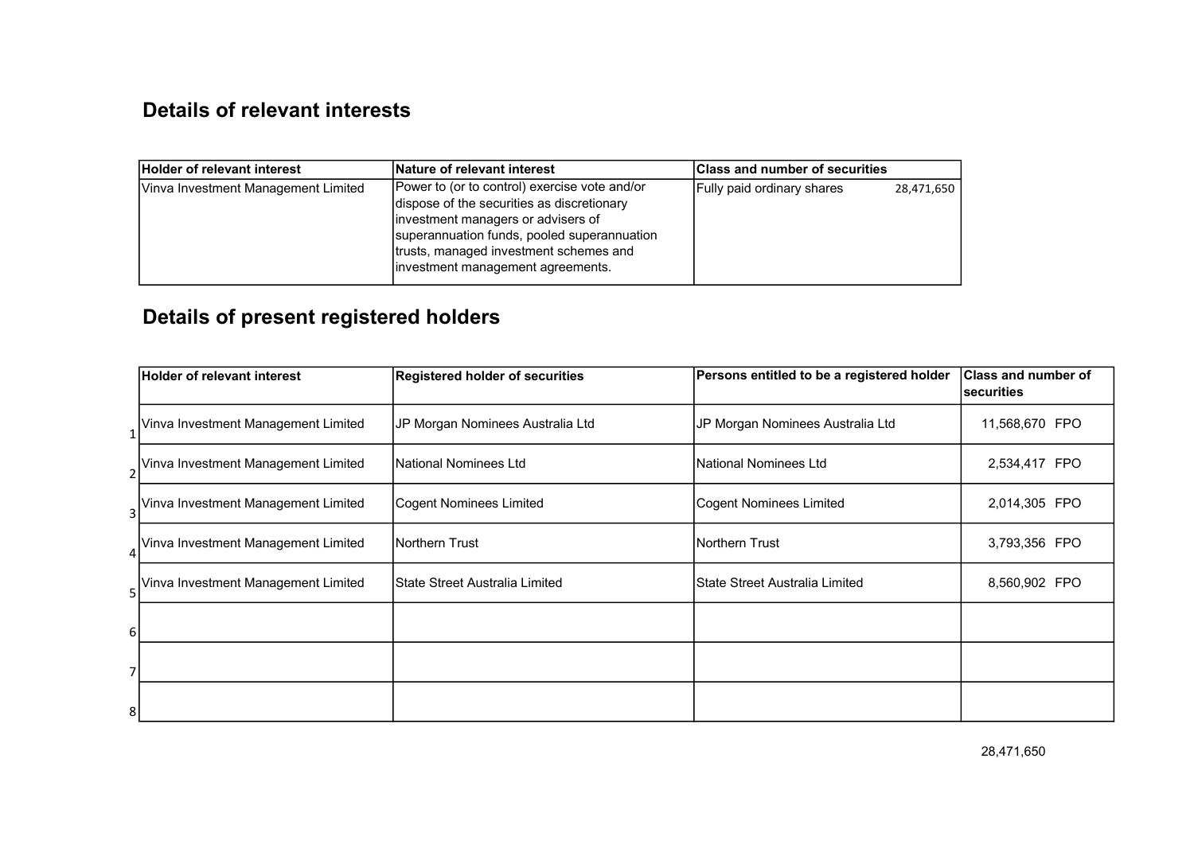## Details of relevant interests

| Holder of relevant interest | Nature of relevant interest | Class and number of securities | |
|---|---|---|---|
| Vinva Investment Management Limited | Power to (or to control) exercise vote and/or dispose of the securities as discretionary investment managers or advisers of superannuation funds, pooled superannuation trusts, managed investment schemes and investment management agreements. | Fully paid ordinary shares | 28,471,650 |

## Details of present registered holders

| | Holder of relevant interest | Registered holder of securities | Persons entitled to be a registered holder | Class and number of securities |
|---|---|---|---|---|
| 1 | Vinva Investment Management Limited | JP Morgan Nominees Australia Ltd | JP Morgan Nominees Australia Ltd | 11,568,670 FPO |
| 2 | Vinva Investment Management Limited | National Nominees Ltd | National Nominees Ltd | 2,534,417 FPO |
| 3 | Vinva Investment Management Limited | Cogent Nominees Limited | Cogent Nominees Limited | 2,014,305 FPO |
| 4 | Vinva Investment Management Limited | Northern Trust | Northern Trust | 3,793,356 FPO |
| 5 | Vinva Investment Management Limited | State Street Australia Limited | State Street Australia Limited | 8,560,902 FPO |
| 6 | | | | |
| 7 | | | | |
| 8 | | | | |

28,471,650